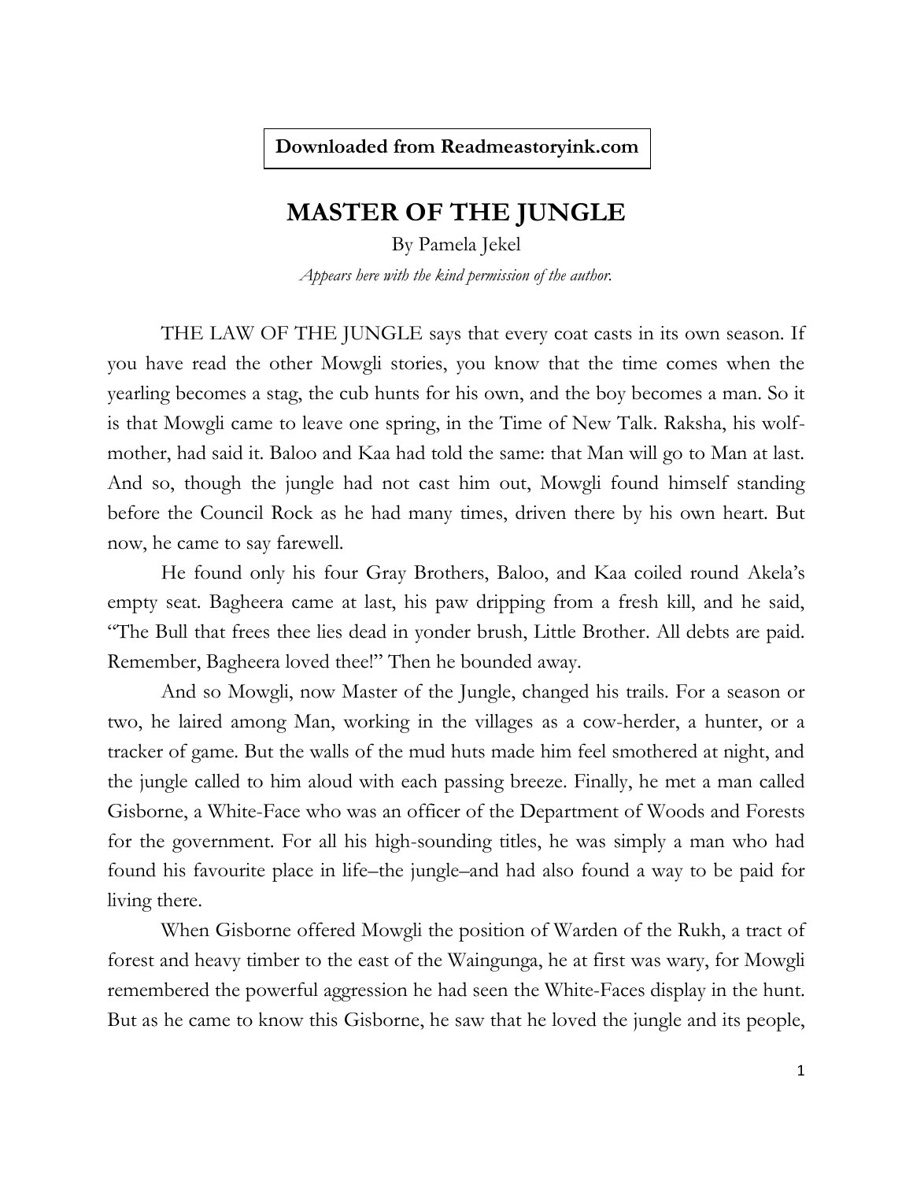**Downloaded from Readmeastoryink.com**

# MASTER OF THE JUNGLE

By Pamela Jekel

*Appears here with the kind permission of the author.*

THE LAW OF THE JUNGLE says that every coat casts in its own season. If you have read the other Mowgli stories, you know that the time comes when the yearling becomes a stag, the cub hunts for his own, and the boy becomes a man. So it is that Mowgli came to leave one spring, in the Time of New Talk. Raksha, his wolf-mother, had said it. Baloo and Kaa had told the same: that Man will go to Man at last. And so, though the jungle had not cast him out, Mowgli found himself standing before the Council Rock as he had many times, driven there by his own heart. But now, he came to say farewell.

He found only his four Gray Brothers, Baloo, and Kaa coiled round Akela's empty seat. Bagheera came at last, his paw dripping from a fresh kill, and he said, "The Bull that frees thee lies dead in yonder brush, Little Brother. All debts are paid. Remember, Bagheera loved thee!" Then he bounded away.

And so Mowgli, now Master of the Jungle, changed his trails. For a season or two, he laired among Man, working in the villages as a cow-herder, a hunter, or a tracker of game. But the walls of the mud huts made him feel smothered at night, and the jungle called to him aloud with each passing breeze. Finally, he met a man called Gisborne, a White-Face who was an officer of the Department of Woods and Forests for the government. For all his high-sounding titles, he was simply a man who had found his favourite place in life–the jungle–and had also found a way to be paid for living there.

When Gisborne offered Mowgli the position of Warden of the Rukh, a tract of forest and heavy timber to the east of the Waingunga, he at first was wary, for Mowgli remembered the powerful aggression he had seen the White-Faces display in the hunt. But as he came to know this Gisborne, he saw that he loved the jungle and its people,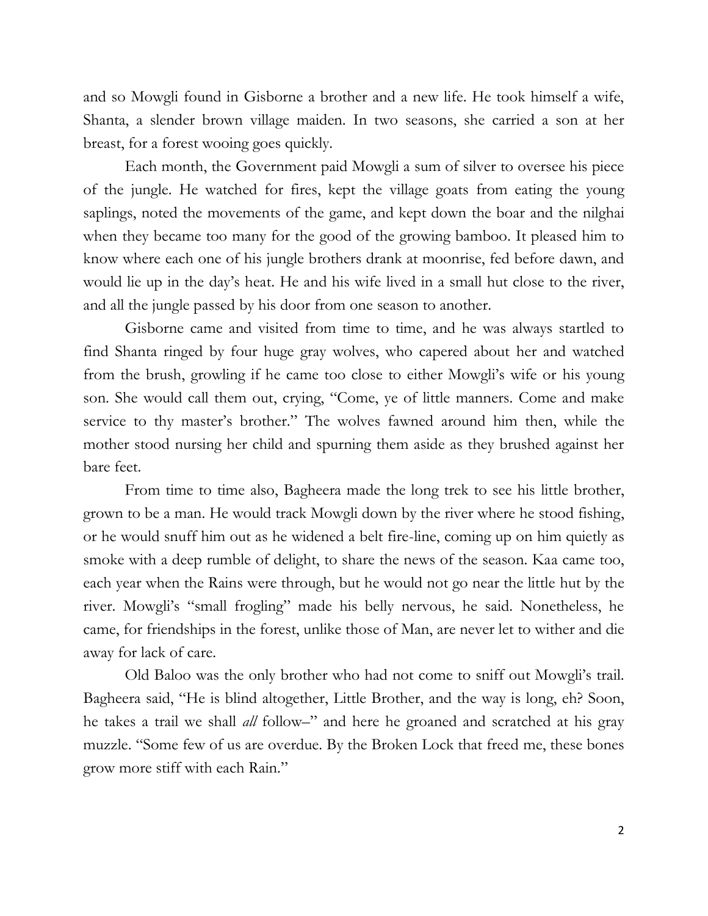and so Mowgli found in Gisborne a brother and a new life. He took himself a wife, Shanta, a slender brown village maiden. In two seasons, she carried a son at her breast, for a forest wooing goes quickly.

Each month, the Government paid Mowgli a sum of silver to oversee his piece of the jungle. He watched for fires, kept the village goats from eating the young saplings, noted the movements of the game, and kept down the boar and the nilghai when they became too many for the good of the growing bamboo. It pleased him to know where each one of his jungle brothers drank at moonrise, fed before dawn, and would lie up in the day's heat. He and his wife lived in a small hut close to the river, and all the jungle passed by his door from one season to another.

Gisborne came and visited from time to time, and he was always startled to find Shanta ringed by four huge gray wolves, who capered about her and watched from the brush, growling if he came too close to either Mowgli's wife or his young son. She would call them out, crying, "Come, ye of little manners. Come and make service to thy master's brother." The wolves fawned around him then, while the mother stood nursing her child and spurning them aside as they brushed against her bare feet.

From time to time also, Bagheera made the long trek to see his little brother, grown to be a man. He would track Mowgli down by the river where he stood fishing, or he would snuff him out as he widened a belt fire-line, coming up on him quietly as smoke with a deep rumble of delight, to share the news of the season. Kaa came too, each year when the Rains were through, but he would not go near the little hut by the river. Mowgli's "small frogling" made his belly nervous, he said. Nonetheless, he came, for friendships in the forest, unlike those of Man, are never let to wither and die away for lack of care.

Old Baloo was the only brother who had not come to sniff out Mowgli's trail. Bagheera said, "He is blind altogether, Little Brother, and the way is long, eh? Soon, he takes a trail we shall *all* follow–" and here he groaned and scratched at his gray muzzle. "Some few of us are overdue. By the Broken Lock that freed me, these bones grow more stiff with each Rain."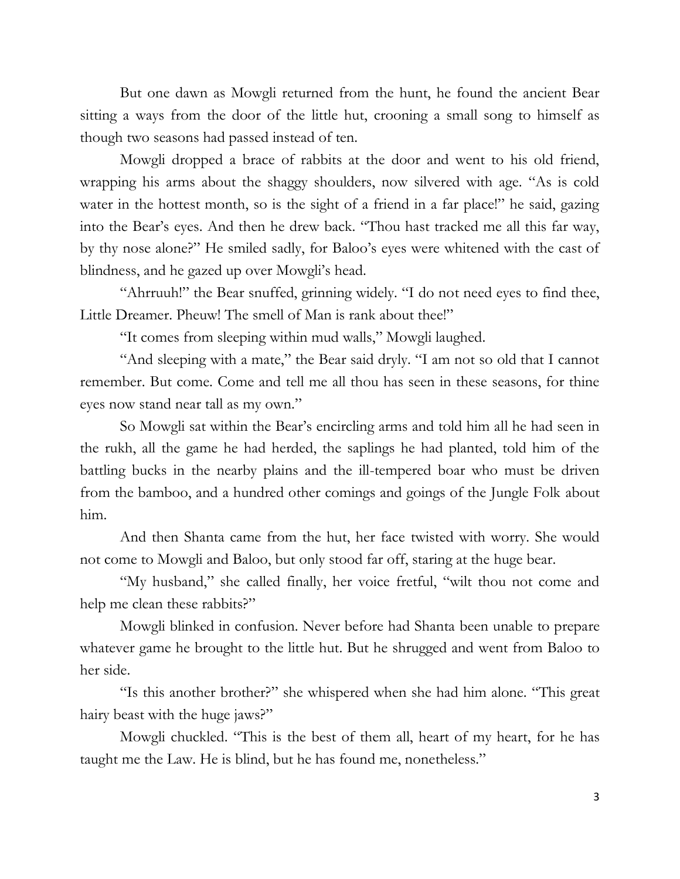But one dawn as Mowgli returned from the hunt, he found the ancient Bear sitting a ways from the door of the little hut, crooning a small song to himself as though two seasons had passed instead of ten.

Mowgli dropped a brace of rabbits at the door and went to his old friend, wrapping his arms about the shaggy shoulders, now silvered with age. "As is cold water in the hottest month, so is the sight of a friend in a far place!" he said, gazing into the Bear's eyes. And then he drew back. "Thou hast tracked me all this far way, by thy nose alone?" He smiled sadly, for Baloo's eyes were whitened with the cast of blindness, and he gazed up over Mowgli's head.

"Ahrruuh!" the Bear snuffed, grinning widely. "I do not need eyes to find thee, Little Dreamer. Pheuw! The smell of Man is rank about thee!"

"It comes from sleeping within mud walls," Mowgli laughed.

"And sleeping with a mate," the Bear said dryly. "I am not so old that I cannot remember. But come. Come and tell me all thou has seen in these seasons, for thine eyes now stand near tall as my own."

So Mowgli sat within the Bear's encircling arms and told him all he had seen in the rukh, all the game he had herded, the saplings he had planted, told him of the battling bucks in the nearby plains and the ill-tempered boar who must be driven from the bamboo, and a hundred other comings and goings of the Jungle Folk about him.

And then Shanta came from the hut, her face twisted with worry. She would not come to Mowgli and Baloo, but only stood far off, staring at the huge bear.

"My husband," she called finally, her voice fretful, "wilt thou not come and help me clean these rabbits?"

Mowgli blinked in confusion. Never before had Shanta been unable to prepare whatever game he brought to the little hut. But he shrugged and went from Baloo to her side.

"Is this another brother?" she whispered when she had him alone. "This great hairy beast with the huge jaws?"

Mowgli chuckled. "This is the best of them all, heart of my heart, for he has taught me the Law. He is blind, but he has found me, nonetheless."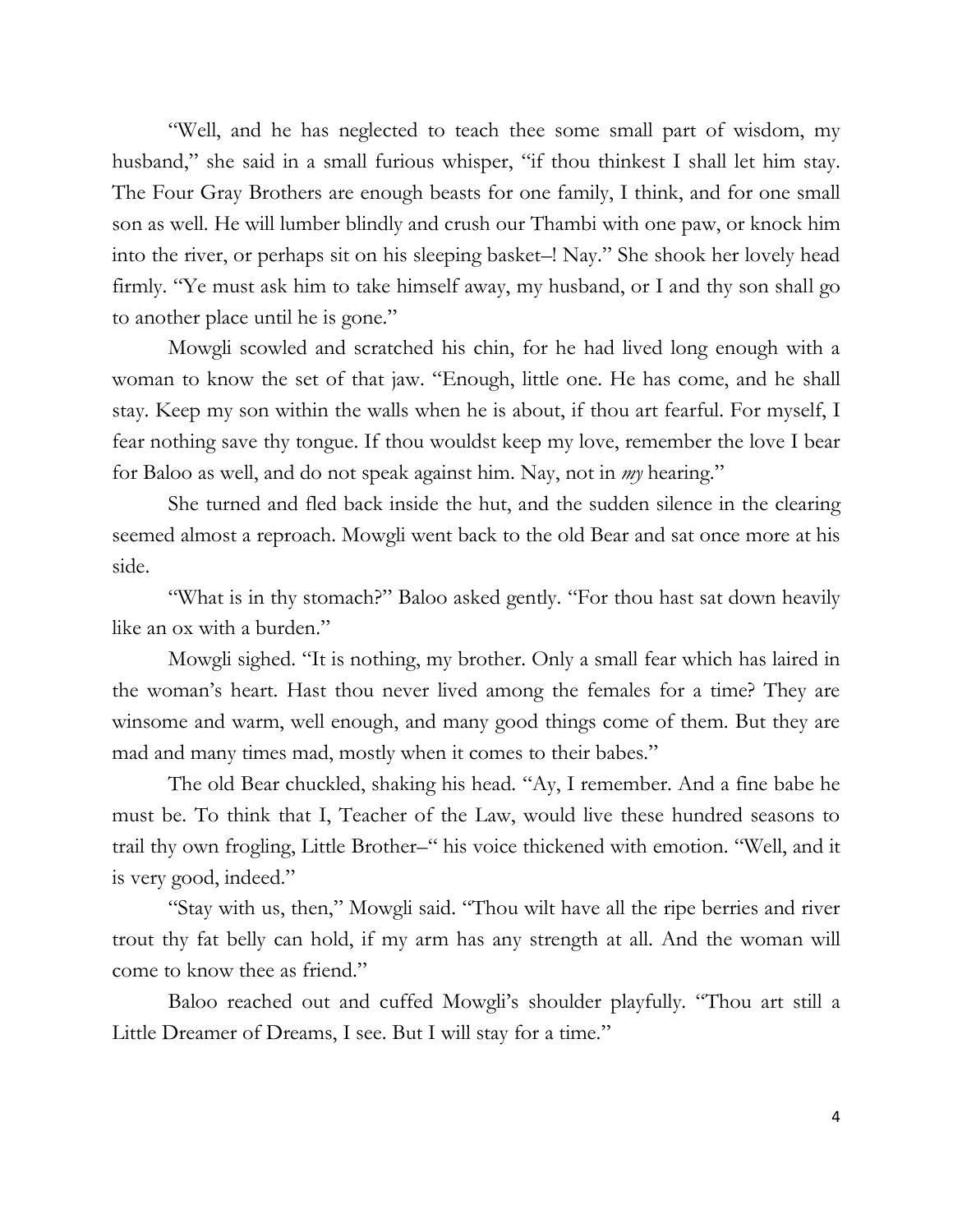"Well, and he has neglected to teach thee some small part of wisdom, my husband," she said in a small furious whisper, "if thou thinkest I shall let him stay. The Four Gray Brothers are enough beasts for one family, I think, and for one small son as well. He will lumber blindly and crush our Thambi with one paw, or knock him into the river, or perhaps sit on his sleeping basket–! Nay." She shook her lovely head firmly. "Ye must ask him to take himself away, my husband, or I and thy son shall go to another place until he is gone."

Mowgli scowled and scratched his chin, for he had lived long enough with a woman to know the set of that jaw. "Enough, little one. He has come, and he shall stay. Keep my son within the walls when he is about, if thou art fearful. For myself, I fear nothing save thy tongue. If thou wouldst keep my love, remember the love I bear for Baloo as well, and do not speak against him. Nay, not in *my* hearing."

She turned and fled back inside the hut, and the sudden silence in the clearing seemed almost a reproach. Mowgli went back to the old Bear and sat once more at his side.

"What is in thy stomach?" Baloo asked gently. "For thou hast sat down heavily like an ox with a burden."

Mowgli sighed. "It is nothing, my brother. Only a small fear which has laired in the woman's heart. Hast thou never lived among the females for a time? They are winsome and warm, well enough, and many good things come of them. But they are mad and many times mad, mostly when it comes to their babes."

The old Bear chuckled, shaking his head. "Ay, I remember. And a fine babe he must be. To think that I, Teacher of the Law, would live these hundred seasons to trail thy own frogling, Little Brother–" his voice thickened with emotion. "Well, and it is very good, indeed."

"Stay with us, then," Mowgli said. "Thou wilt have all the ripe berries and river trout thy fat belly can hold, if my arm has any strength at all. And the woman will come to know thee as friend."

Baloo reached out and cuffed Mowgli's shoulder playfully. "Thou art still a Little Dreamer of Dreams, I see. But I will stay for a time."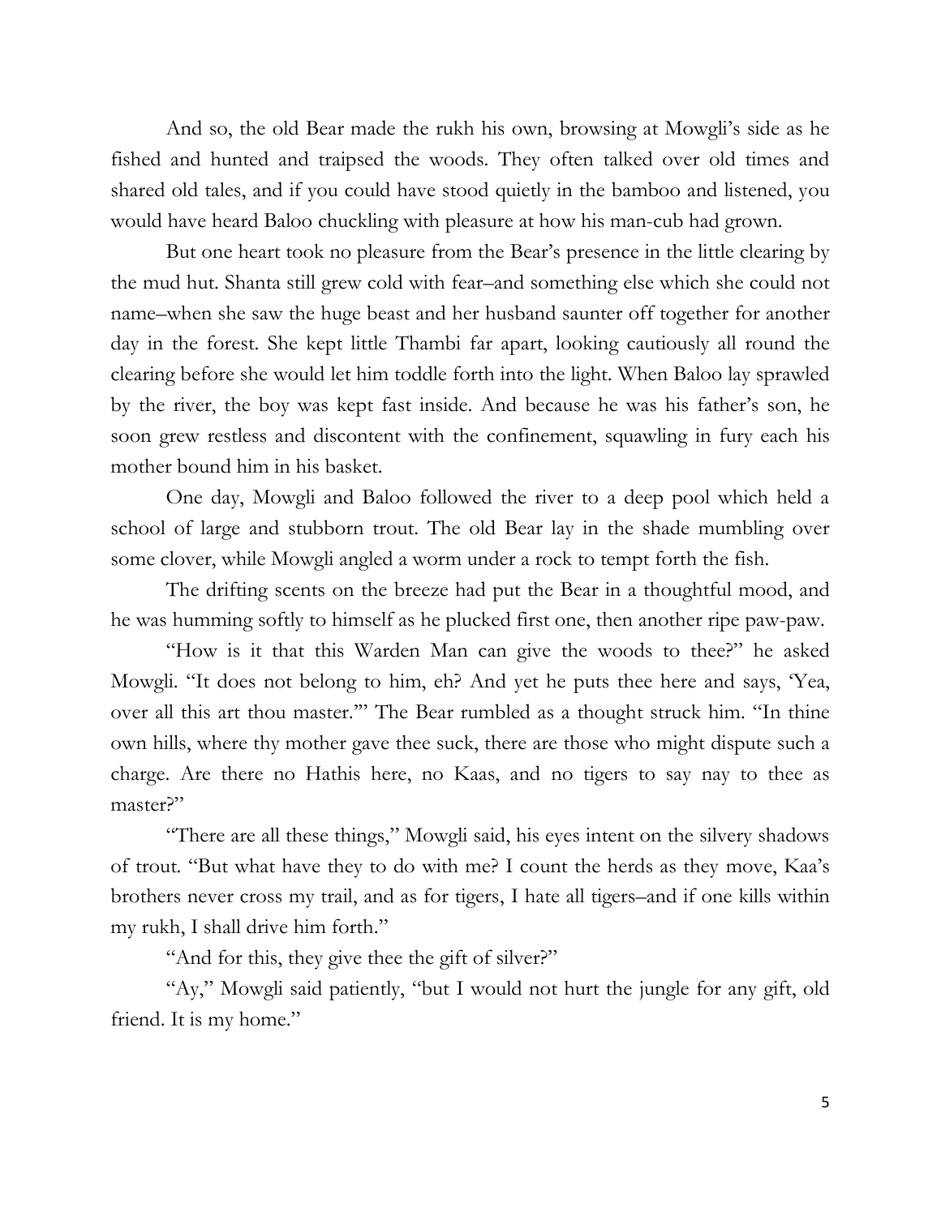And so, the old Bear made the rukh his own, browsing at Mowgli's side as he fished and hunted and traipsed the woods. They often talked over old times and shared old tales, and if you could have stood quietly in the bamboo and listened, you would have heard Baloo chuckling with pleasure at how his man-cub had grown.

But one heart took no pleasure from the Bear's presence in the little clearing by the mud hut. Shanta still grew cold with fear–and something else which she could not name–when she saw the huge beast and her husband saunter off together for another day in the forest. She kept little Thambi far apart, looking cautiously all round the clearing before she would let him toddle forth into the light. When Baloo lay sprawled by the river, the boy was kept fast inside. And because he was his father's son, he soon grew restless and discontent with the confinement, squawling in fury each his mother bound him in his basket.

One day, Mowgli and Baloo followed the river to a deep pool which held a school of large and stubborn trout. The old Bear lay in the shade mumbling over some clover, while Mowgli angled a worm under a rock to tempt forth the fish.

The drifting scents on the breeze had put the Bear in a thoughtful mood, and he was humming softly to himself as he plucked first one, then another ripe paw-paw.

"How is it that this Warden Man can give the woods to thee?" he asked Mowgli. "It does not belong to him, eh? And yet he puts thee here and says, 'Yea, over all this art thou master.'" The Bear rumbled as a thought struck him. "In thine own hills, where thy mother gave thee suck, there are those who might dispute such a charge. Are there no Hathis here, no Kaas, and no tigers to say nay to thee as master?"

"There are all these things," Mowgli said, his eyes intent on the silvery shadows of trout. "But what have they to do with me? I count the herds as they move, Kaa's brothers never cross my trail, and as for tigers, I hate all tigers–and if one kills within my rukh, I shall drive him forth."

"And for this, they give thee the gift of silver?"

"Ay," Mowgli said patiently, "but I would not hurt the jungle for any gift, old friend. It is my home."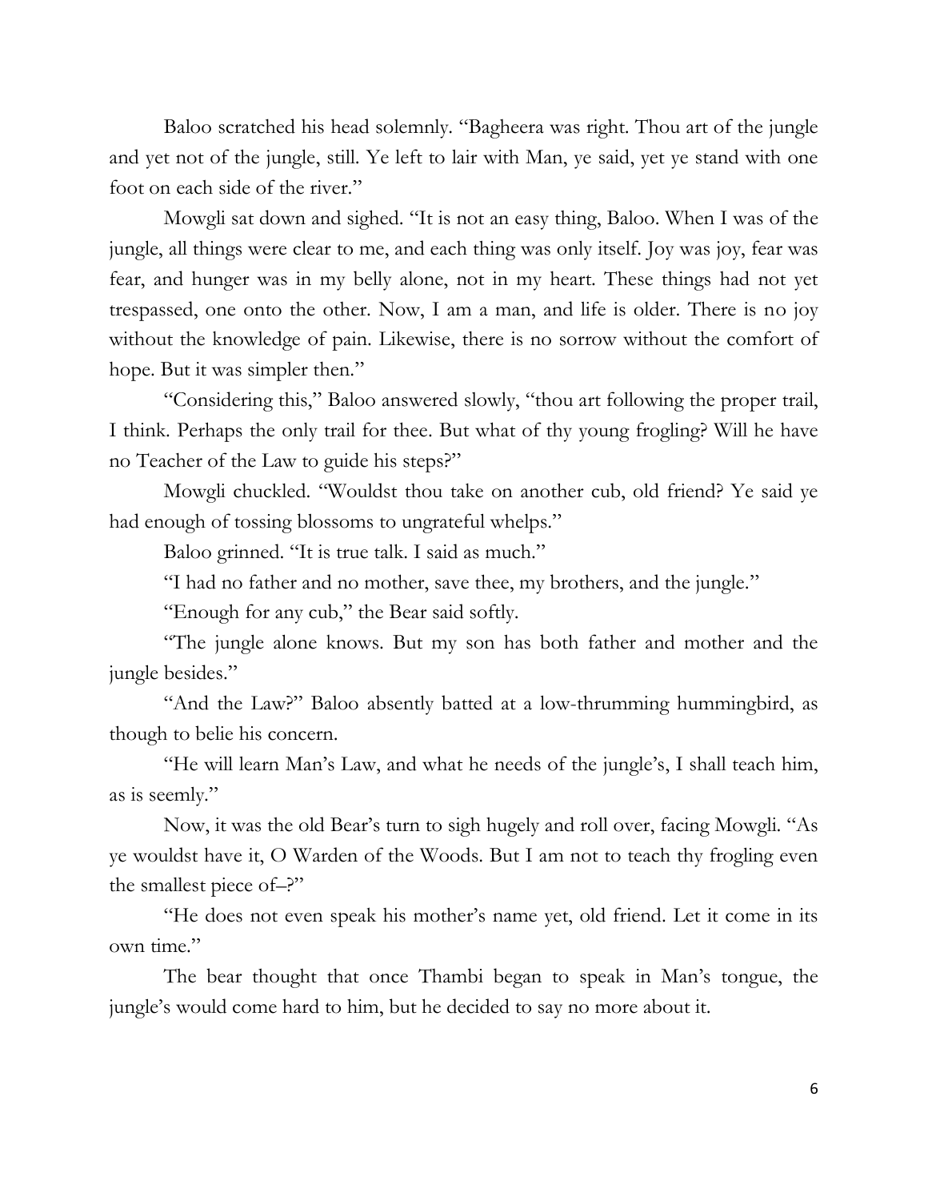Baloo scratched his head solemnly. "Bagheera was right. Thou art of the jungle and yet not of the jungle, still. Ye left to lair with Man, ye said, yet ye stand with one foot on each side of the river."

Mowgli sat down and sighed. "It is not an easy thing, Baloo. When I was of the jungle, all things were clear to me, and each thing was only itself. Joy was joy, fear was fear, and hunger was in my belly alone, not in my heart. These things had not yet trespassed, one onto the other. Now, I am a man, and life is older. There is no joy without the knowledge of pain. Likewise, there is no sorrow without the comfort of hope. But it was simpler then."

"Considering this," Baloo answered slowly, "thou art following the proper trail, I think. Perhaps the only trail for thee. But what of thy young frogling? Will he have no Teacher of the Law to guide his steps?"

Mowgli chuckled. "Wouldst thou take on another cub, old friend? Ye said ye had enough of tossing blossoms to ungrateful whelps."

Baloo grinned. "It is true talk. I said as much."

"I had no father and no mother, save thee, my brothers, and the jungle."

"Enough for any cub," the Bear said softly.

"The jungle alone knows. But my son has both father and mother and the jungle besides."

"And the Law?" Baloo absently batted at a low-thrumming hummingbird, as though to belie his concern.

"He will learn Man's Law, and what he needs of the jungle's, I shall teach him, as is seemly."

Now, it was the old Bear's turn to sigh hugely and roll over, facing Mowgli. "As ye wouldst have it, O Warden of the Woods. But I am not to teach thy frogling even the smallest piece of–?"

"He does not even speak his mother's name yet, old friend. Let it come in its own time."

The bear thought that once Thambi began to speak in Man's tongue, the jungle's would come hard to him, but he decided to say no more about it.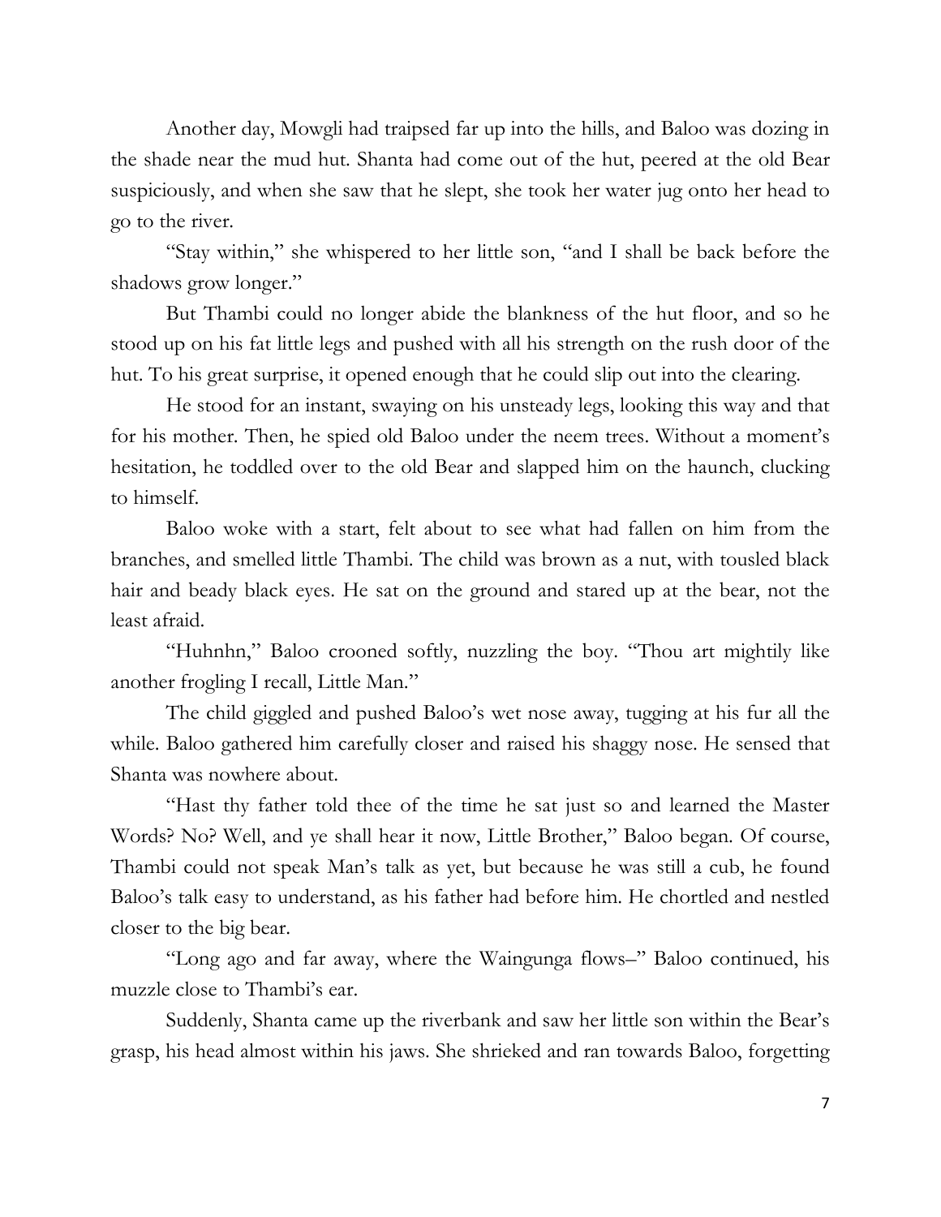Another day, Mowgli had traipsed far up into the hills, and Baloo was dozing in the shade near the mud hut. Shanta had come out of the hut, peered at the old Bear suspiciously, and when she saw that he slept, she took her water jug onto her head to go to the river.

"Stay within," she whispered to her little son, "and I shall be back before the shadows grow longer."

But Thambi could no longer abide the blankness of the hut floor, and so he stood up on his fat little legs and pushed with all his strength on the rush door of the hut. To his great surprise, it opened enough that he could slip out into the clearing.

He stood for an instant, swaying on his unsteady legs, looking this way and that for his mother. Then, he spied old Baloo under the neem trees. Without a moment's hesitation, he toddled over to the old Bear and slapped him on the haunch, clucking to himself.

Baloo woke with a start, felt about to see what had fallen on him from the branches, and smelled little Thambi. The child was brown as a nut, with tousled black hair and beady black eyes. He sat on the ground and stared up at the bear, not the least afraid.

"Huhnhn," Baloo crooned softly, nuzzling the boy. "Thou art mightily like another frogling I recall, Little Man."

The child giggled and pushed Baloo's wet nose away, tugging at his fur all the while. Baloo gathered him carefully closer and raised his shaggy nose. He sensed that Shanta was nowhere about.

"Hast thy father told thee of the time he sat just so and learned the Master Words? No? Well, and ye shall hear it now, Little Brother," Baloo began. Of course, Thambi could not speak Man's talk as yet, but because he was still a cub, he found Baloo's talk easy to understand, as his father had before him. He chortled and nestled closer to the big bear.

"Long ago and far away, where the Waingunga flows–" Baloo continued, his muzzle close to Thambi's ear.

Suddenly, Shanta came up the riverbank and saw her little son within the Bear's grasp, his head almost within his jaws. She shrieked and ran towards Baloo, forgetting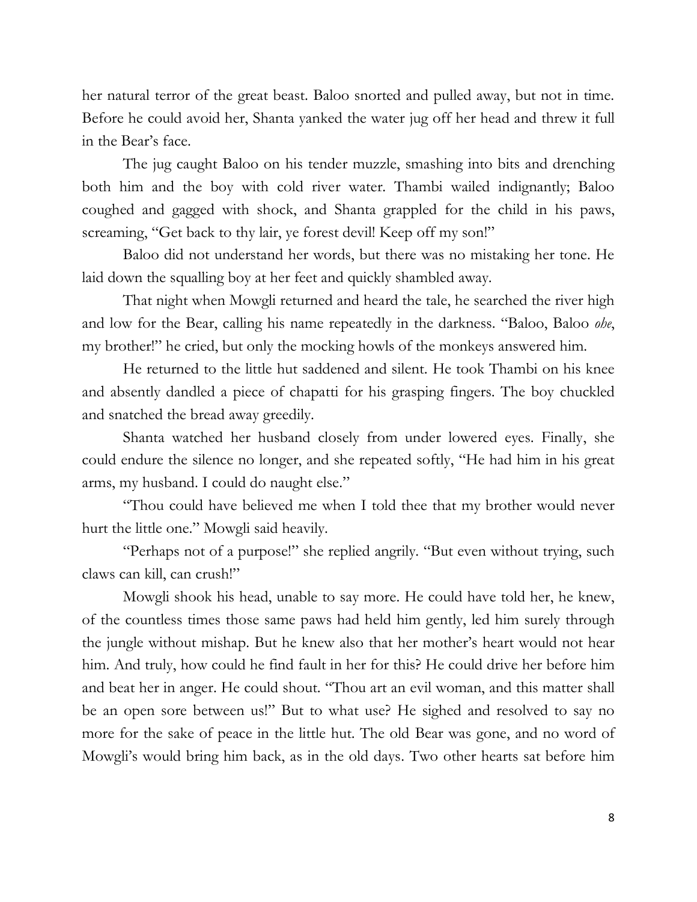her natural terror of the great beast. Baloo snorted and pulled away, but not in time. Before he could avoid her, Shanta yanked the water jug off her head and threw it full in the Bear's face.

The jug caught Baloo on his tender muzzle, smashing into bits and drenching both him and the boy with cold river water. Thambi wailed indignantly; Baloo coughed and gagged with shock, and Shanta grappled for the child in his paws, screaming, "Get back to thy lair, ye forest devil! Keep off my son!"

Baloo did not understand her words, but there was no mistaking her tone. He laid down the squalling boy at her feet and quickly shambled away.

That night when Mowgli returned and heard the tale, he searched the river high and low for the Bear, calling his name repeatedly in the darkness. "Baloo, Baloo *ohe*, my brother!" he cried, but only the mocking howls of the monkeys answered him.

He returned to the little hut saddened and silent. He took Thambi on his knee and absently dandled a piece of chapatti for his grasping fingers. The boy chuckled and snatched the bread away greedily.

Shanta watched her husband closely from under lowered eyes. Finally, she could endure the silence no longer, and she repeated softly, "He had him in his great arms, my husband. I could do naught else."

"Thou could have believed me when I told thee that my brother would never hurt the little one." Mowgli said heavily.

"Perhaps not of a purpose!" she replied angrily. "But even without trying, such claws can kill, can crush!"

Mowgli shook his head, unable to say more. He could have told her, he knew, of the countless times those same paws had held him gently, led him surely through the jungle without mishap. But he knew also that her mother's heart would not hear him. And truly, how could he find fault in her for this? He could drive her before him and beat her in anger. He could shout. "Thou art an evil woman, and this matter shall be an open sore between us!" But to what use? He sighed and resolved to say no more for the sake of peace in the little hut. The old Bear was gone, and no word of Mowgli's would bring him back, as in the old days. Two other hearts sat before him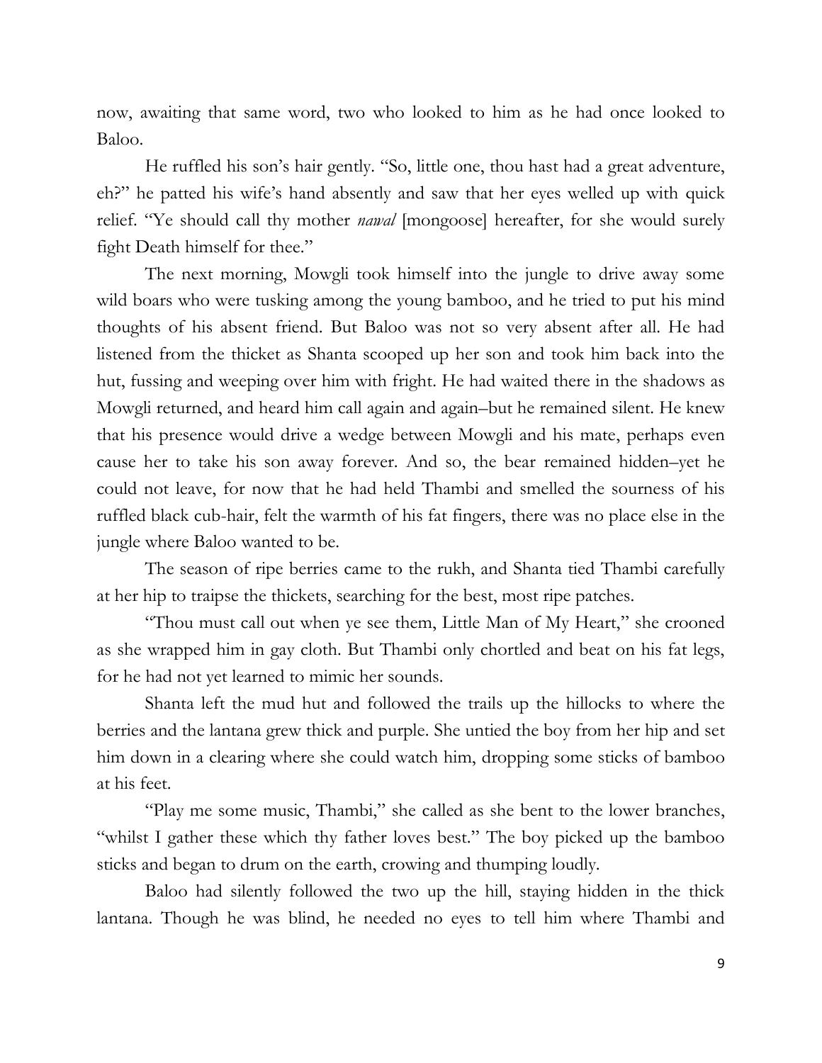now, awaiting that same word, two who looked to him as he had once looked to Baloo.

He ruffled his son's hair gently. "So, little one, thou hast had a great adventure, eh?" he patted his wife's hand absently and saw that her eyes welled up with quick relief. "Ye should call thy mother *nawal* [mongoose] hereafter, for she would surely fight Death himself for thee."

The next morning, Mowgli took himself into the jungle to drive away some wild boars who were tusking among the young bamboo, and he tried to put his mind thoughts of his absent friend. But Baloo was not so very absent after all. He had listened from the thicket as Shanta scooped up her son and took him back into the hut, fussing and weeping over him with fright. He had waited there in the shadows as Mowgli returned, and heard him call again and again–but he remained silent. He knew that his presence would drive a wedge between Mowgli and his mate, perhaps even cause her to take his son away forever. And so, the bear remained hidden–yet he could not leave, for now that he had held Thambi and smelled the sourness of his ruffled black cub-hair, felt the warmth of his fat fingers, there was no place else in the jungle where Baloo wanted to be.

The season of ripe berries came to the rukh, and Shanta tied Thambi carefully at her hip to traipse the thickets, searching for the best, most ripe patches.

"Thou must call out when ye see them, Little Man of My Heart," she crooned as she wrapped him in gay cloth. But Thambi only chortled and beat on his fat legs, for he had not yet learned to mimic her sounds.

Shanta left the mud hut and followed the trails up the hillocks to where the berries and the lantana grew thick and purple. She untied the boy from her hip and set him down in a clearing where she could watch him, dropping some sticks of bamboo at his feet.

"Play me some music, Thambi," she called as she bent to the lower branches, "whilst I gather these which thy father loves best." The boy picked up the bamboo sticks and began to drum on the earth, crowing and thumping loudly.

Baloo had silently followed the two up the hill, staying hidden in the thick lantana. Though he was blind, he needed no eyes to tell him where Thambi and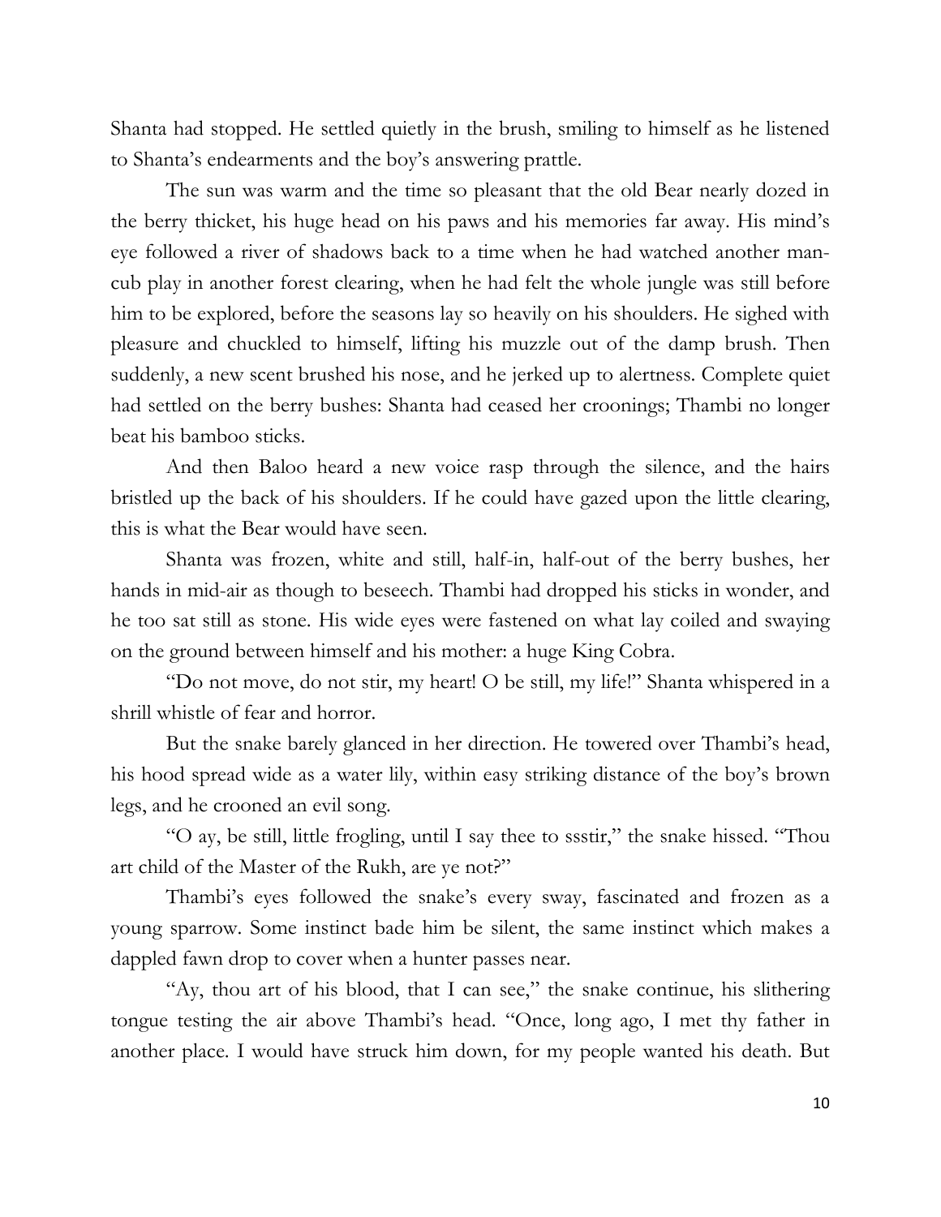Shanta had stopped. He settled quietly in the brush, smiling to himself as he listened to Shanta's endearments and the boy's answering prattle.

The sun was warm and the time so pleasant that the old Bear nearly dozed in the berry thicket, his huge head on his paws and his memories far away. His mind's eye followed a river of shadows back to a time when he had watched another man-cub play in another forest clearing, when he had felt the whole jungle was still before him to be explored, before the seasons lay so heavily on his shoulders. He sighed with pleasure and chuckled to himself, lifting his muzzle out of the damp brush. Then suddenly, a new scent brushed his nose, and he jerked up to alertness. Complete quiet had settled on the berry bushes: Shanta had ceased her croonings; Thambi no longer beat his bamboo sticks.

And then Baloo heard a new voice rasp through the silence, and the hairs bristled up the back of his shoulders. If he could have gazed upon the little clearing, this is what the Bear would have seen.

Shanta was frozen, white and still, half-in, half-out of the berry bushes, her hands in mid-air as though to beseech. Thambi had dropped his sticks in wonder, and he too sat still as stone. His wide eyes were fastened on what lay coiled and swaying on the ground between himself and his mother: a huge King Cobra.

"Do not move, do not stir, my heart! O be still, my life!" Shanta whispered in a shrill whistle of fear and horror.

But the snake barely glanced in her direction. He towered over Thambi's head, his hood spread wide as a water lily, within easy striking distance of the boy's brown legs, and he crooned an evil song.

"O ay, be still, little frogling, until I say thee to ssstir," the snake hissed. "Thou art child of the Master of the Rukh, are ye not?"

Thambi's eyes followed the snake's every sway, fascinated and frozen as a young sparrow. Some instinct bade him be silent, the same instinct which makes a dappled fawn drop to cover when a hunter passes near.

"Ay, thou art of his blood, that I can see," the snake continue, his slithering tongue testing the air above Thambi's head. "Once, long ago, I met thy father in another place. I would have struck him down, for my people wanted his death. But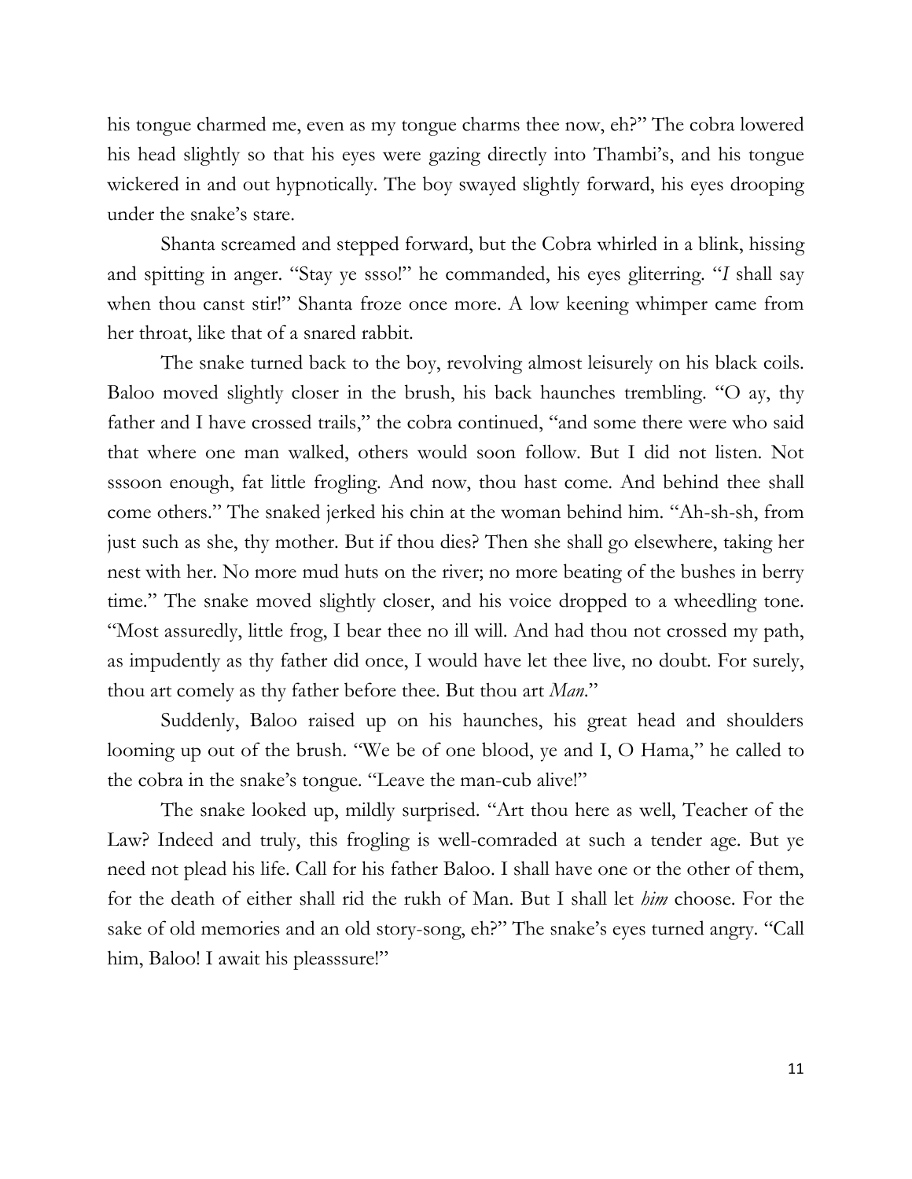his tongue charmed me, even as my tongue charms thee now, eh?" The cobra lowered his head slightly so that his eyes were gazing directly into Thambi's, and his tongue wickered in and out hypnotically. The boy swayed slightly forward, his eyes drooping under the snake's stare.

Shanta screamed and stepped forward, but the Cobra whirled in a blink, hissing and spitting in anger. "Stay ye ssso!" he commanded, his eyes gliterring. "*I* shall say when thou canst stir!" Shanta froze once more. A low keening whimper came from her throat, like that of a snared rabbit.

The snake turned back to the boy, revolving almost leisurely on his black coils. Baloo moved slightly closer in the brush, his back haunches trembling. "O ay, thy father and I have crossed trails," the cobra continued, "and some there were who said that where one man walked, others would soon follow. But I did not listen. Not sssoon enough, fat little frogling. And now, thou hast come. And behind thee shall come others." The snaked jerked his chin at the woman behind him. "Ah-sh-sh, from just such as she, thy mother. But if thou dies? Then she shall go elsewhere, taking her nest with her. No more mud huts on the river; no more beating of the bushes in berry time." The snake moved slightly closer, and his voice dropped to a wheedling tone. "Most assuredly, little frog, I bear thee no ill will. And had thou not crossed my path, as impudently as thy father did once, I would have let thee live, no doubt. For surely, thou art comely as thy father before thee. But thou art *Man*."

Suddenly, Baloo raised up on his haunches, his great head and shoulders looming up out of the brush. "We be of one blood, ye and I, O Hama," he called to the cobra in the snake's tongue. "Leave the man-cub alive!"

The snake looked up, mildly surprised. "Art thou here as well, Teacher of the Law? Indeed and truly, this frogling is well-comraded at such a tender age. But ye need not plead his life. Call for his father Baloo. I shall have one or the other of them, for the death of either shall rid the rukh of Man. But I shall let *him* choose. For the sake of old memories and an old story-song, eh?" The snake's eyes turned angry. "Call him, Baloo! I await his pleasssure!"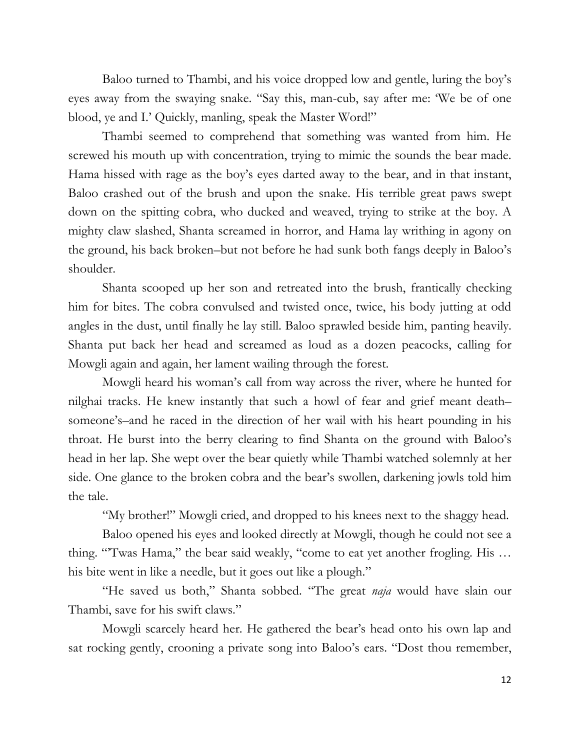Baloo turned to Thambi, and his voice dropped low and gentle, luring the boy's eyes away from the swaying snake. "Say this, man-cub, say after me: 'We be of one blood, ye and I.' Quickly, manling, speak the Master Word!"

Thambi seemed to comprehend that something was wanted from him. He screwed his mouth up with concentration, trying to mimic the sounds the bear made. Hama hissed with rage as the boy's eyes darted away to the bear, and in that instant, Baloo crashed out of the brush and upon the snake. His terrible great paws swept down on the spitting cobra, who ducked and weaved, trying to strike at the boy. A mighty claw slashed, Shanta screamed in horror, and Hama lay writhing in agony on the ground, his back broken–but not before he had sunk both fangs deeply in Baloo's shoulder.

Shanta scooped up her son and retreated into the brush, frantically checking him for bites. The cobra convulsed and twisted once, twice, his body jutting at odd angles in the dust, until finally he lay still. Baloo sprawled beside him, panting heavily. Shanta put back her head and screamed as loud as a dozen peacocks, calling for Mowgli again and again, her lament wailing through the forest.

Mowgli heard his woman's call from way across the river, where he hunted for nilghai tracks. He knew instantly that such a howl of fear and grief meant death–someone's–and he raced in the direction of her wail with his heart pounding in his throat. He burst into the berry clearing to find Shanta on the ground with Baloo's head in her lap. She wept over the bear quietly while Thambi watched solemnly at her side. One glance to the broken cobra and the bear's swollen, darkening jowls told him the tale.

"My brother!" Mowgli cried, and dropped to his knees next to the shaggy head.

Baloo opened his eyes and looked directly at Mowgli, though he could not see a thing. "'Twas Hama," the bear said weakly, "come to eat yet another frogling. His … his bite went in like a needle, but it goes out like a plough."

"He saved us both," Shanta sobbed. "The great *naja* would have slain our Thambi, save for his swift claws."

Mowgli scarcely heard her. He gathered the bear's head onto his own lap and sat rocking gently, crooning a private song into Baloo's ears. "Dost thou remember,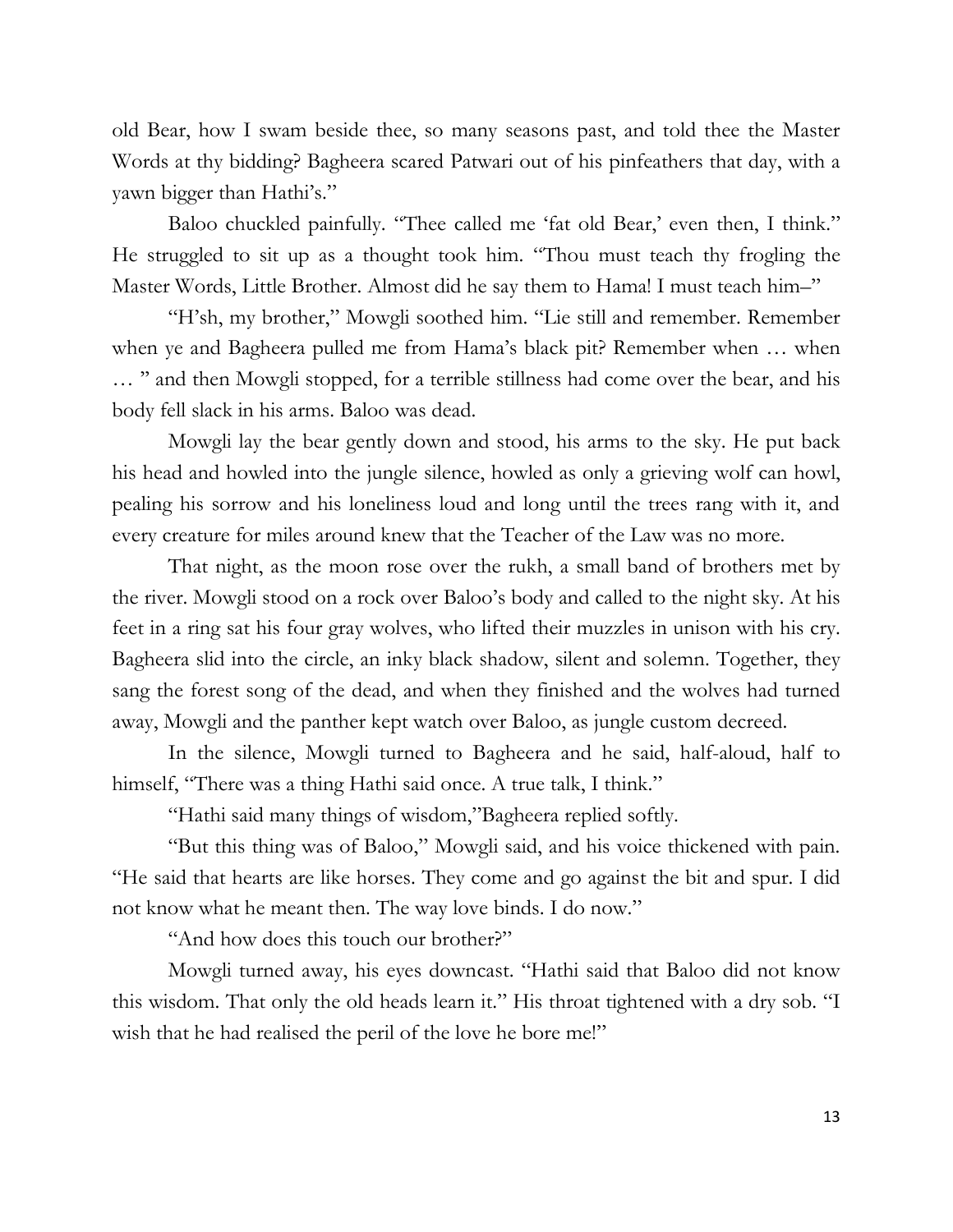old Bear, how I swam beside thee, so many seasons past, and told thee the Master Words at thy bidding? Bagheera scared Patwari out of his pinfeathers that day, with a yawn bigger than Hathi's."

Baloo chuckled painfully. "Thee called me 'fat old Bear,' even then, I think." He struggled to sit up as a thought took him. "Thou must teach thy frogling the Master Words, Little Brother. Almost did he say them to Hama! I must teach him–"

"H'sh, my brother," Mowgli soothed him. "Lie still and remember. Remember when ye and Bagheera pulled me from Hama's black pit? Remember when … when … " and then Mowgli stopped, for a terrible stillness had come over the bear, and his body fell slack in his arms. Baloo was dead.

Mowgli lay the bear gently down and stood, his arms to the sky. He put back his head and howled into the jungle silence, howled as only a grieving wolf can howl, pealing his sorrow and his loneliness loud and long until the trees rang with it, and every creature for miles around knew that the Teacher of the Law was no more.

That night, as the moon rose over the rukh, a small band of brothers met by the river. Mowgli stood on a rock over Baloo's body and called to the night sky. At his feet in a ring sat his four gray wolves, who lifted their muzzles in unison with his cry. Bagheera slid into the circle, an inky black shadow, silent and solemn. Together, they sang the forest song of the dead, and when they finished and the wolves had turned away, Mowgli and the panther kept watch over Baloo, as jungle custom decreed.

In the silence, Mowgli turned to Bagheera and he said, half-aloud, half to himself, "There was a thing Hathi said once. A true talk, I think."

"Hathi said many things of wisdom,"Bagheera replied softly.

"But this thing was of Baloo," Mowgli said, and his voice thickened with pain. "He said that hearts are like horses. They come and go against the bit and spur. I did not know what he meant then. The way love binds. I do now."

"And how does this touch our brother?"

Mowgli turned away, his eyes downcast. "Hathi said that Baloo did not know this wisdom. That only the old heads learn it." His throat tightened with a dry sob. "I wish that he had realised the peril of the love he bore me!"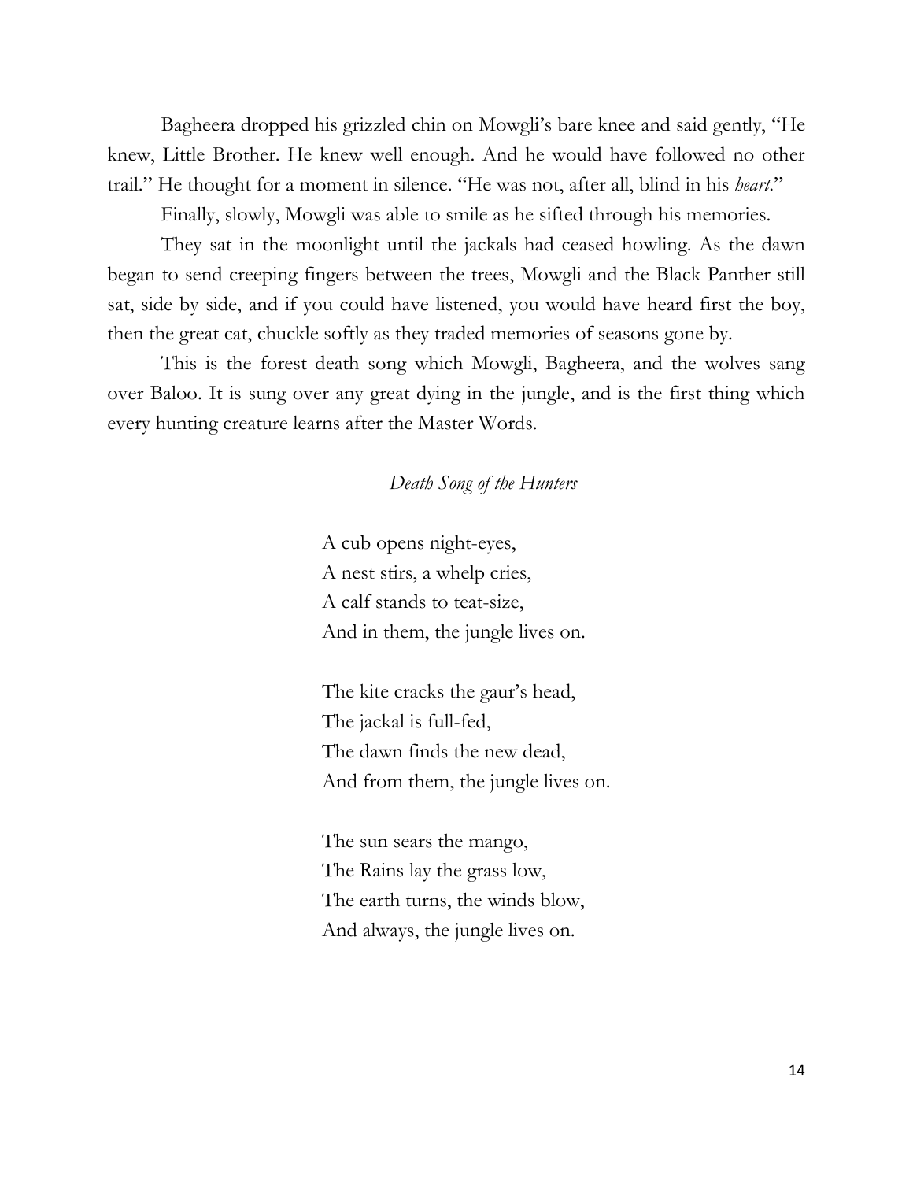Bagheera dropped his grizzled chin on Mowgli's bare knee and said gently, "He knew, Little Brother. He knew well enough. And he would have followed no other trail." He thought for a moment in silence. "He was not, after all, blind in his *heart*."

Finally, slowly, Mowgli was able to smile as he sifted through his memories.

They sat in the moonlight until the jackals had ceased howling. As the dawn began to send creeping fingers between the trees, Mowgli and the Black Panther still sat, side by side, and if you could have listened, you would have heard first the boy, then the great cat, chuckle softly as they traded memories of seasons gone by.

This is the forest death song which Mowgli, Bagheera, and the wolves sang over Baloo. It is sung over any great dying in the jungle, and is the first thing which every hunting creature learns after the Master Words.

*Death Song of the Hunters*

A cub opens night-eyes,
A nest stirs, a whelp cries,
A calf stands to teat-size,
And in them, the jungle lives on.

The kite cracks the gaur's head,
The jackal is full-fed,
The dawn finds the new dead,
And from them, the jungle lives on.

The sun sears the mango,
The Rains lay the grass low,
The earth turns, the winds blow,
And always, the jungle lives on.